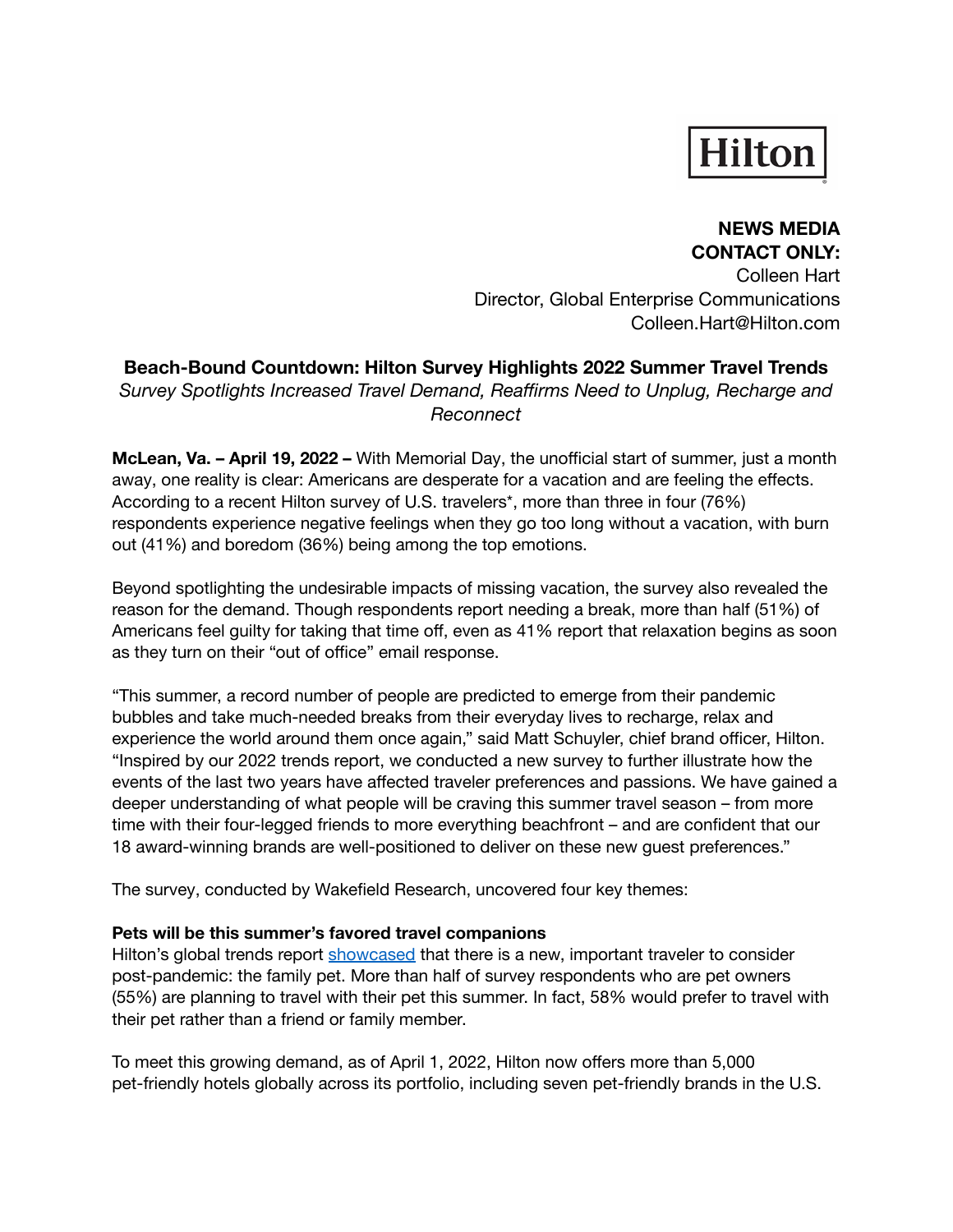Hilton

**NEWS MEDIA CONTACT ONLY:**
Colleen Hart
Director, Global Enterprise Communications
Colleen.Hart@Hilton.com

# Beach-Bound Countdown: Hilton Survey Highlights 2022 Summer Travel Trends

*Survey Spotlights Increased Travel Demand, Reaffirms Need to Unplug, Recharge and Reconnect*

**McLean, Va. – April 19, 2022 –** With Memorial Day, the unofficial start of summer, just a month away, one reality is clear: Americans are desperate for a vacation and are feeling the effects. According to a recent Hilton survey of U.S. travelers*, more than three in four (76%) respondents experience negative feelings when they go too long without a vacation, with burn out (41%) and boredom (36%) being among the top emotions.

Beyond spotlighting the undesirable impacts of missing vacation, the survey also revealed the reason for the demand. Though respondents report needing a break, more than half (51%) of Americans feel guilty for taking that time off, even as 41% report that relaxation begins as soon as they turn on their "out of office" email response.

"This summer, a record number of people are predicted to emerge from their pandemic bubbles and take much-needed breaks from their everyday lives to recharge, relax and experience the world around them once again," said Matt Schuyler, chief brand officer, Hilton. "Inspired by our 2022 trends report, we conducted a new survey to further illustrate how the events of the last two years have affected traveler preferences and passions. We have gained a deeper understanding of what people will be craving this summer travel season – from more time with their four-legged friends to more everything beachfront – and are confident that our 18 award-winning brands are well-positioned to deliver on these new guest preferences."

The survey, conducted by Wakefield Research, uncovered four key themes:

**Pets will be this summer's favored travel companions**
Hilton's global trends report showcased that there is a new, important traveler to consider post-pandemic: the family pet. More than half of survey respondents who are pet owners (55%) are planning to travel with their pet this summer. In fact, 58% would prefer to travel with their pet rather than a friend or family member.

To meet this growing demand, as of April 1, 2022, Hilton now offers more than 5,000 pet-friendly hotels globally across its portfolio, including seven pet-friendly brands in the U.S.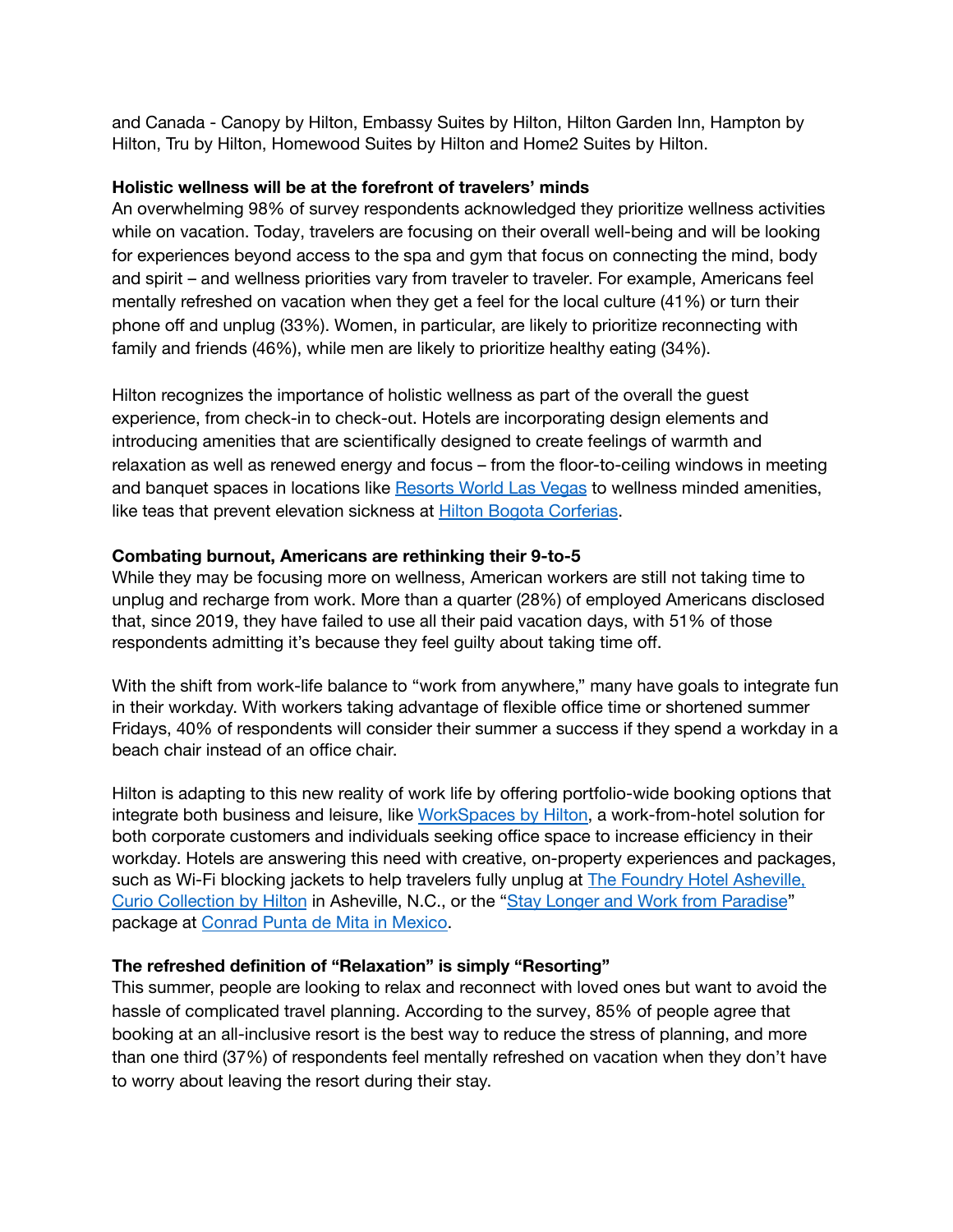and Canada - Canopy by Hilton, Embassy Suites by Hilton, Hilton Garden Inn, Hampton by Hilton, Tru by Hilton, Homewood Suites by Hilton and Home2 Suites by Hilton.

**Holistic wellness will be at the forefront of travelers' minds**

An overwhelming 98% of survey respondents acknowledged they prioritize wellness activities while on vacation. Today, travelers are focusing on their overall well-being and will be looking for experiences beyond access to the spa and gym that focus on connecting the mind, body and spirit – and wellness priorities vary from traveler to traveler. For example, Americans feel mentally refreshed on vacation when they get a feel for the local culture (41%) or turn their phone off and unplug (33%). Women, in particular, are likely to prioritize reconnecting with family and friends (46%), while men are likely to prioritize healthy eating (34%).

Hilton recognizes the importance of holistic wellness as part of the overall the guest experience, from check-in to check-out. Hotels are incorporating design elements and introducing amenities that are scientifically designed to create feelings of warmth and relaxation as well as renewed energy and focus – from the floor-to-ceiling windows in meeting and banquet spaces in locations like Resorts World Las Vegas to wellness minded amenities, like teas that prevent elevation sickness at Hilton Bogota Corferias.

**Combating burnout, Americans are rethinking their 9-to-5**

While they may be focusing more on wellness, American workers are still not taking time to unplug and recharge from work. More than a quarter (28%) of employed Americans disclosed that, since 2019, they have failed to use all their paid vacation days, with 51% of those respondents admitting it's because they feel guilty about taking time off.

With the shift from work-life balance to "work from anywhere," many have goals to integrate fun in their workday. With workers taking advantage of flexible office time or shortened summer Fridays, 40% of respondents will consider their summer a success if they spend a workday in a beach chair instead of an office chair.

Hilton is adapting to this new reality of work life by offering portfolio-wide booking options that integrate both business and leisure, like WorkSpaces by Hilton, a work-from-hotel solution for both corporate customers and individuals seeking office space to increase efficiency in their workday. Hotels are answering this need with creative, on-property experiences and packages, such as Wi-Fi blocking jackets to help travelers fully unplug at The Foundry Hotel Asheville, Curio Collection by Hilton in Asheville, N.C., or the "Stay Longer and Work from Paradise" package at Conrad Punta de Mita in Mexico.

**The refreshed definition of "Relaxation" is simply "Resorting"**

This summer, people are looking to relax and reconnect with loved ones but want to avoid the hassle of complicated travel planning. According to the survey, 85% of people agree that booking at an all-inclusive resort is the best way to reduce the stress of planning, and more than one third (37%) of respondents feel mentally refreshed on vacation when they don't have to worry about leaving the resort during their stay.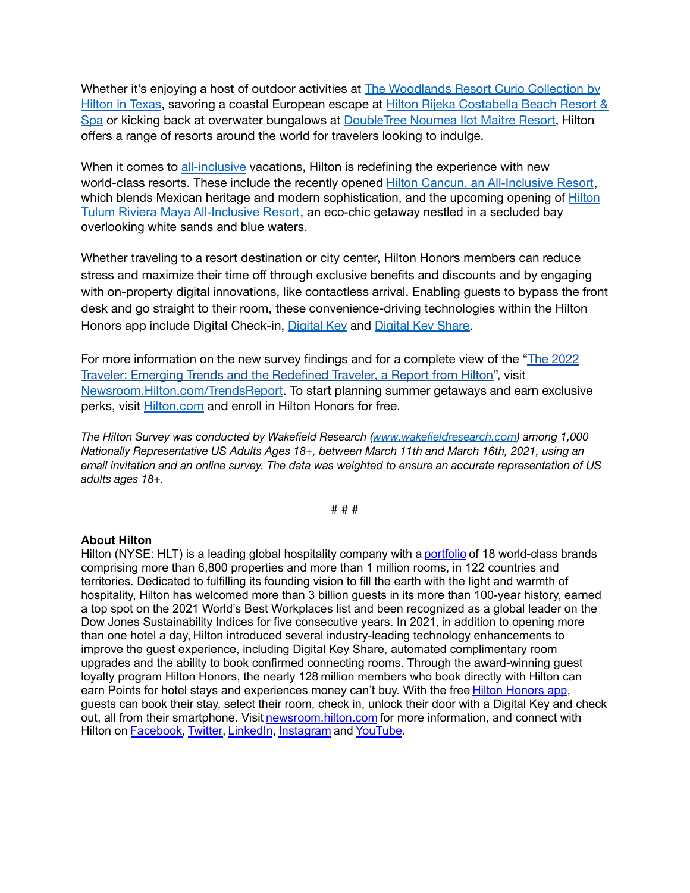Whether it's enjoying a host of outdoor activities at The Woodlands Resort Curio Collection by Hilton in Texas, savoring a coastal European escape at Hilton Rijeka Costabella Beach Resort & Spa or kicking back at overwater bungalows at DoubleTree Noumea Ilot Maitre Resort, Hilton offers a range of resorts around the world for travelers looking to indulge.

When it comes to all-inclusive vacations, Hilton is redefining the experience with new world-class resorts. These include the recently opened Hilton Cancun, an All-Inclusive Resort, which blends Mexican heritage and modern sophistication, and the upcoming opening of Hilton Tulum Riviera Maya All-Inclusive Resort, an eco-chic getaway nestled in a secluded bay overlooking white sands and blue waters.

Whether traveling to a resort destination or city center, Hilton Honors members can reduce stress and maximize their time off through exclusive benefits and discounts and by engaging with on-property digital innovations, like contactless arrival. Enabling guests to bypass the front desk and go straight to their room, these convenience-driving technologies within the Hilton Honors app include Digital Check-in, Digital Key and Digital Key Share.

For more information on the new survey findings and for a complete view of the "The 2022 Traveler: Emerging Trends and the Redefined Traveler, a Report from Hilton", visit Newsroom.Hilton.com/TrendsReport. To start planning summer getaways and earn exclusive perks, visit Hilton.com and enroll in Hilton Honors for free.

*The Hilton Survey was conducted by Wakefield Research (www.wakefieldresearch.com) among 1,000 Nationally Representative US Adults Ages 18+, between March 11th and March 16th, 2021, using an email invitation and an online survey. The data was weighted to ensure an accurate representation of US adults ages 18+.*

# # #

**About Hilton**
Hilton (NYSE: HLT) is a leading global hospitality company with a portfolio of 18 world-class brands comprising more than 6,800 properties and more than 1 million rooms, in 122 countries and territories. Dedicated to fulfilling its founding vision to fill the earth with the light and warmth of hospitality, Hilton has welcomed more than 3 billion guests in its more than 100-year history, earned a top spot on the 2021 World's Best Workplaces list and been recognized as a global leader on the Dow Jones Sustainability Indices for five consecutive years. In 2021, in addition to opening more than one hotel a day, Hilton introduced several industry-leading technology enhancements to improve the guest experience, including Digital Key Share, automated complimentary room upgrades and the ability to book confirmed connecting rooms. Through the award-winning guest loyalty program Hilton Honors, the nearly 128 million members who book directly with Hilton can earn Points for hotel stays and experiences money can't buy. With the free Hilton Honors app, guests can book their stay, select their room, check in, unlock their door with a Digital Key and check out, all from their smartphone. Visit newsroom.hilton.com for more information, and connect with Hilton on Facebook, Twitter, LinkedIn, Instagram and YouTube.